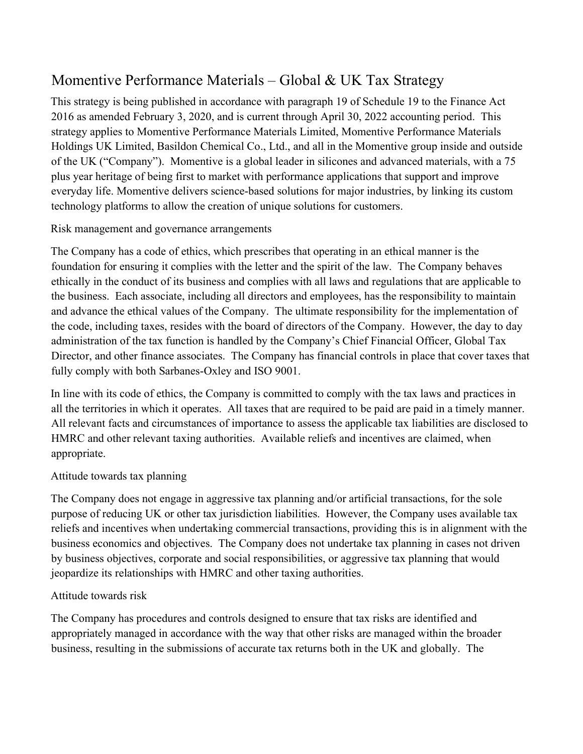# Momentive Performance Materials – Global & UK Tax Strategy

This strategy is being published in accordance with paragraph 19 of Schedule 19 to the Finance Act 2016 as amended February 3, 2020, and is current through April 30, 2022 accounting period. This strategy applies to Momentive Performance Materials Limited, Momentive Performance Materials Holdings UK Limited, Basildon Chemical Co., Ltd., and all in the Momentive group inside and outside of the UK ("Company"). Momentive is a global leader in silicones and advanced materials, with a 75 plus year heritage of being first to market with performance applications that support and improve everyday life. Momentive delivers science-based solutions for major industries, by linking its custom technology platforms to allow the creation of unique solutions for customers.

## Risk management and governance arrangements

The Company has a code of ethics, which prescribes that operating in an ethical manner is the foundation for ensuring it complies with the letter and the spirit of the law. The Company behaves ethically in the conduct of its business and complies with all laws and regulations that are applicable to the business. Each associate, including all directors and employees, has the responsibility to maintain and advance the ethical values of the Company. The ultimate responsibility for the implementation of the code, including taxes, resides with the board of directors of the Company. However, the day to day administration of the tax function is handled by the Company's Chief Financial Officer, Global Tax Director, and other finance associates. The Company has financial controls in place that cover taxes that fully comply with both Sarbanes-Oxley and ISO 9001.

In line with its code of ethics, the Company is committed to comply with the tax laws and practices in all the territories in which it operates. All taxes that are required to be paid are paid in a timely manner. All relevant facts and circumstances of importance to assess the applicable tax liabilities are disclosed to HMRC and other relevant taxing authorities. Available reliefs and incentives are claimed, when appropriate.

## Attitude towards tax planning

The Company does not engage in aggressive tax planning and/or artificial transactions, for the sole purpose of reducing UK or other tax jurisdiction liabilities. However, the Company uses available tax reliefs and incentives when undertaking commercial transactions, providing this is in alignment with the business economics and objectives. The Company does not undertake tax planning in cases not driven by business objectives, corporate and social responsibilities, or aggressive tax planning that would jeopardize its relationships with HMRC and other taxing authorities.

## Attitude towards risk

The Company has procedures and controls designed to ensure that tax risks are identified and appropriately managed in accordance with the way that other risks are managed within the broader business, resulting in the submissions of accurate tax returns both in the UK and globally. The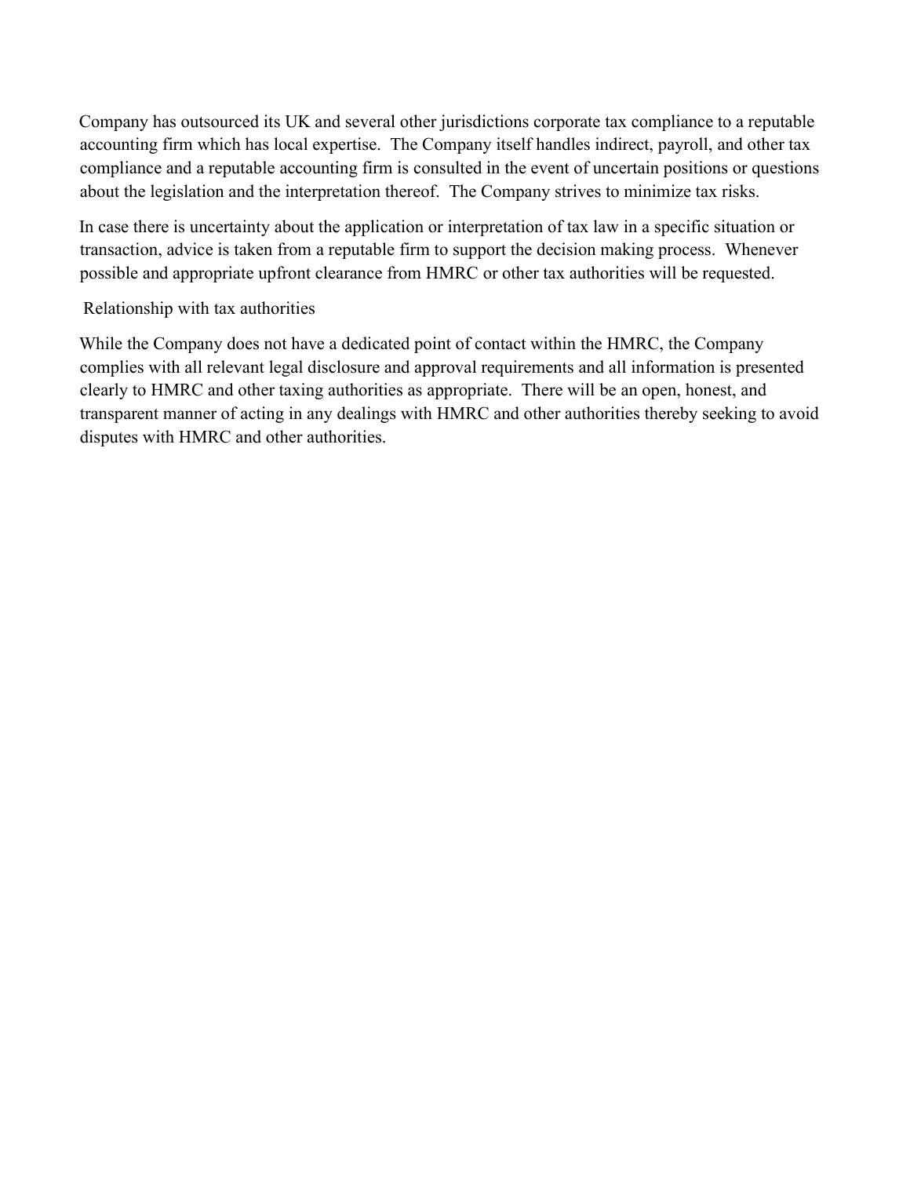Company has outsourced its UK and several other jurisdictions corporate tax compliance to a reputable accounting firm which has local expertise. The Company itself handles indirect, payroll, and other tax compliance and a reputable accounting firm is consulted in the event of uncertain positions or questions about the legislation and the interpretation thereof. The Company strives to minimize tax risks.

In case there is uncertainty about the application or interpretation of tax law in a specific situation or transaction, advice is taken from a reputable firm to support the decision making process. Whenever possible and appropriate upfront clearance from HMRC or other tax authorities will be requested.

## Relationship with tax authorities

While the Company does not have a dedicated point of contact within the HMRC, the Company complies with all relevant legal disclosure and approval requirements and all information is presented clearly to HMRC and other taxing authorities as appropriate. There will be an open, honest, and transparent manner of acting in any dealings with HMRC and other authorities thereby seeking to avoid disputes with HMRC and other authorities.